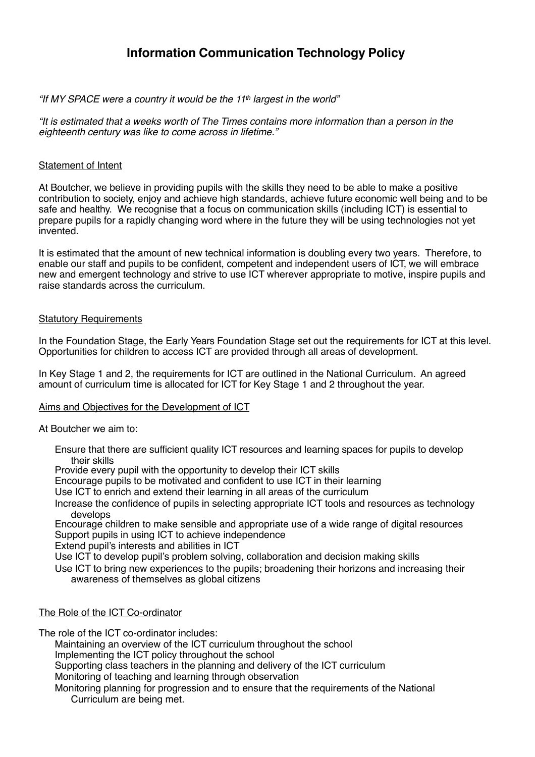# Information Communication Technology Policy

*"If MY SPACE were a country it would be the 11th largest in the world"*

*"It is estimated that a weeks worth of The Times contains more information than a person in the eighteenth century was like to come across in lifetime."*

Statement of Intent

At Boutcher, we believe in providing pupils with the skills they need to be able to make a positive contribution to society, enjoy and achieve high standards, achieve future economic well being and to be safe and healthy. We recognise that a focus on communication skills (including ICT) is essential to prepare pupils for a rapidly changing word where in the future they will be using technologies not yet invented.

It is estimated that the amount of new technical information is doubling every two years. Therefore, to enable our staff and pupils to be confident, competent and independent users of ICT, we will embrace new and emergent technology and strive to use ICT wherever appropriate to motive, inspire pupils and raise standards across the curriculum.

Statutory Requirements

In the Foundation Stage, the Early Years Foundation Stage set out the requirements for ICT at this level. Opportunities for children to access ICT are provided through all areas of development.

In Key Stage 1 and 2, the requirements for ICT are outlined in the National Curriculum. An agreed amount of curriculum time is allocated for ICT for Key Stage 1 and 2 throughout the year.

Aims and Objectives for the Development of ICT

At Boutcher we aim to:

- Ensure that there are sufficient quality ICT resources and learning spaces for pupils to develop their skills
- Provide every pupil with the opportunity to develop their ICT skills
- Encourage pupils to be motivated and confident to use ICT in their learning
- Use ICT to enrich and extend their learning in all areas of the curriculum
- Increase the confidence of pupils in selecting appropriate ICT tools and resources as technology develops
- Encourage children to make sensible and appropriate use of a wide range of digital resources
- Support pupils in using ICT to achieve independence
- Extend pupil's interests and abilities in ICT
- Use ICT to develop pupil's problem solving, collaboration and decision making skills
- Use ICT to bring new experiences to the pupils; broadening their horizons and increasing their awareness of themselves as global citizens

The Role of the ICT Co-ordinator

The role of the ICT co-ordinator includes:

- Maintaining an overview of the ICT curriculum throughout the school
- Implementing the ICT policy throughout the school
- Supporting class teachers in the planning and delivery of the ICT curriculum
- Monitoring of teaching and learning through observation
- Monitoring planning for progression and to ensure that the requirements of the National Curriculum are being met.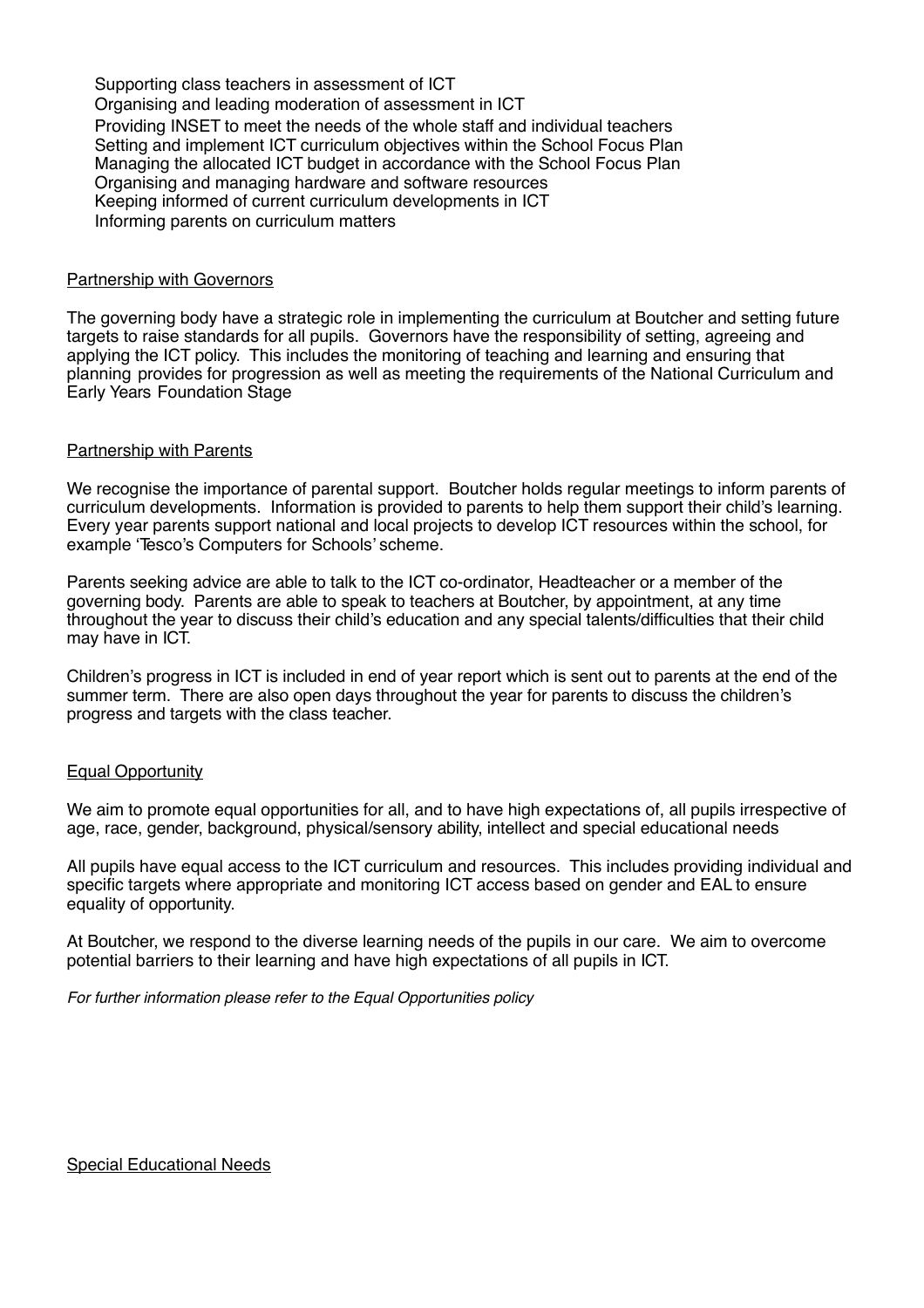- Supporting class teachers in assessment of ICT
- Organising and leading moderation of assessment in ICT
- Providing INSET to meet the needs of the whole staff and individual teachers
- Setting and implement ICT curriculum objectives within the School Focus Plan
- Managing the allocated ICT budget in accordance with the School Focus Plan
- Organising and managing hardware and software resources
- Keeping informed of current curriculum developments in ICT
- Informing parents on curriculum matters

## Partnership with Governors

The governing body have a strategic role in implementing the curriculum at Boutcher and setting future targets to raise standards for all pupils. Governors have the responsibility of setting, agreeing and applying the ICT policy. This includes the monitoring of teaching and learning and ensuring that planning provides for progression as well as meeting the requirements of the National Curriculum and Early Years Foundation Stage

## Partnership with Parents

We recognise the importance of parental support. Boutcher holds regular meetings to inform parents of curriculum developments. Information is provided to parents to help them support their child's learning. Every year parents support national and local projects to develop ICT resources within the school, for example 'Tesco's Computers for Schools' scheme.

Parents seeking advice are able to talk to the ICT co-ordinator, Headteacher or a member of the governing body. Parents are able to speak to teachers at Boutcher, by appointment, at any time throughout the year to discuss their child's education and any special talents/difficulties that their child may have in ICT.

Children's progress in ICT is included in end of year report which is sent out to parents at the end of the summer term. There are also open days throughout the year for parents to discuss the children's progress and targets with the class teacher.

## Equal Opportunity

We aim to promote equal opportunities for all, and to have high expectations of, all pupils irrespective of age, race, gender, background, physical/sensory ability, intellect and special educational needs

All pupils have equal access to the ICT curriculum and resources. This includes providing individual and specific targets where appropriate and monitoring ICT access based on gender and EAL to ensure equality of opportunity.

At Boutcher, we respond to the diverse learning needs of the pupils in our care. We aim to overcome potential barriers to their learning and have high expectations of all pupils in ICT.

*For further information please refer to the Equal Opportunities policy*

## Special Educational Needs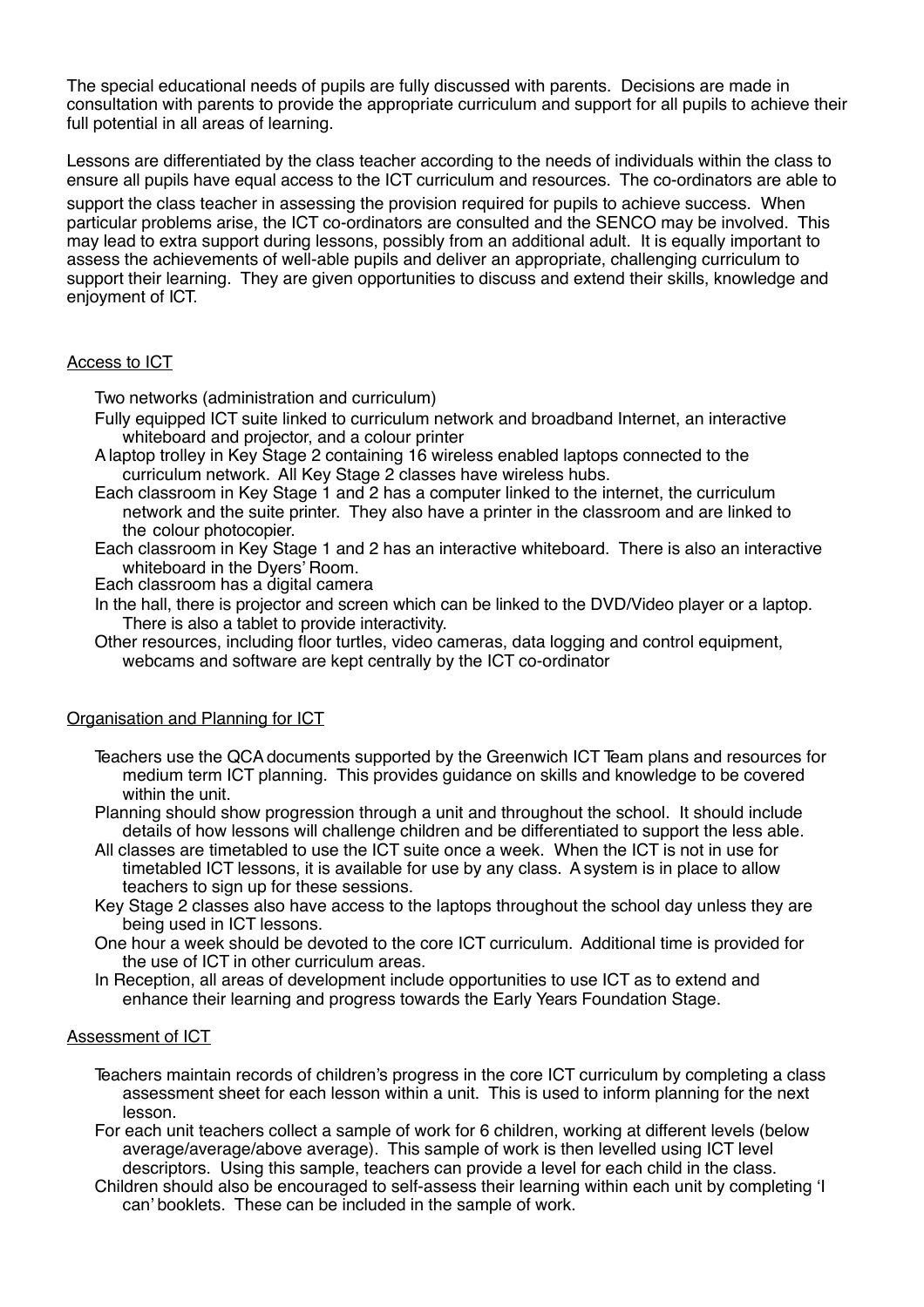The special educational needs of pupils are fully discussed with parents. Decisions are made in consultation with parents to provide the appropriate curriculum and support for all pupils to achieve their full potential in all areas of learning.

Lessons are differentiated by the class teacher according to the needs of individuals within the class to ensure all pupils have equal access to the ICT curriculum and resources. The co-ordinators are able to support the class teacher in assessing the provision required for pupils to achieve success. When particular problems arise, the ICT co-ordinators are consulted and the SENCO may be involved. This may lead to extra support during lessons, possibly from an additional adult. It is equally important to assess the achievements of well-able pupils and deliver an appropriate, challenging curriculum to support their learning. They are given opportunities to discuss and extend their skills, knowledge and enjoyment of ICT.

<u>Access to ICT</u>

- Two networks (administration and curriculum)
- Fully equipped ICT suite linked to curriculum network and broadband Internet, an interactive whiteboard and projector, and a colour printer
- A laptop trolley in Key Stage 2 containing 16 wireless enabled laptops connected to the curriculum network. All Key Stage 2 classes have wireless hubs.
- Each classroom in Key Stage 1 and 2 has a computer linked to the internet, the curriculum network and the suite printer. They also have a printer in the classroom and are linked to the colour photocopier.
- Each classroom in Key Stage 1 and 2 has an interactive whiteboard. There is also an interactive whiteboard in the Dyers' Room.
- Each classroom has a digital camera
- In the hall, there is projector and screen which can be linked to the DVD/Video player or a laptop. There is also a tablet to provide interactivity.
- Other resources, including floor turtles, video cameras, data logging and control equipment, webcams and software are kept centrally by the ICT co-ordinator

<u>Organisation and Planning for ICT</u>

- Teachers use the QCA documents supported by the Greenwich ICT Team plans and resources for medium term ICT planning. This provides guidance on skills and knowledge to be covered within the unit.
- Planning should show progression through a unit and throughout the school. It should include details of how lessons will challenge children and be differentiated to support the less able.
- All classes are timetabled to use the ICT suite once a week. When the ICT is not in use for timetabled ICT lessons, it is available for use by any class. A system is in place to allow teachers to sign up for these sessions.
- Key Stage 2 classes also have access to the laptops throughout the school day unless they are being used in ICT lessons.
- One hour a week should be devoted to the core ICT curriculum. Additional time is provided for the use of ICT in other curriculum areas.
- In Reception, all areas of development include opportunities to use ICT as to extend and enhance their learning and progress towards the Early Years Foundation Stage.

<u>Assessment of ICT</u>

- Teachers maintain records of children's progress in the core ICT curriculum by completing a class assessment sheet for each lesson within a unit. This is used to inform planning for the next lesson.
- For each unit teachers collect a sample of work for 6 children, working at different levels (below average/average/above average). This sample of work is then levelled using ICT level descriptors. Using this sample, teachers can provide a level for each child in the class.
- Children should also be encouraged to self-assess their learning within each unit by completing 'I can' booklets. These can be included in the sample of work.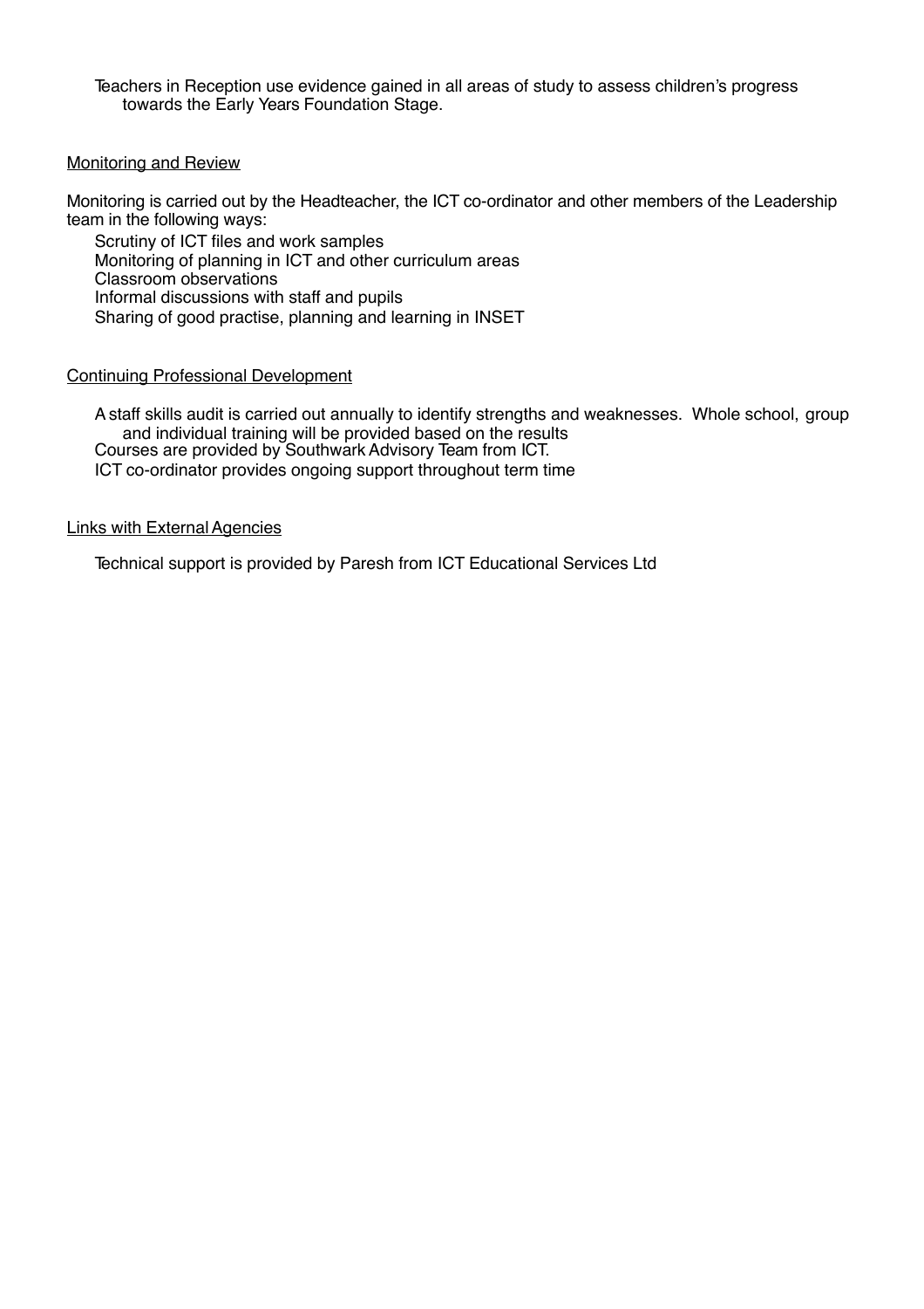Teachers in Reception use evidence gained in all areas of study to assess children's progress towards the Early Years Foundation Stage.

Monitoring and Review

Monitoring is carried out by the Headteacher, the ICT co-ordinator and other members of the Leadership team in the following ways:

Scrutiny of ICT files and work samples
Monitoring of planning in ICT and other curriculum areas
Classroom observations
Informal discussions with staff and pupils
Sharing of good practise, planning and learning in INSET

Continuing Professional Development

A staff skills audit is carried out annually to identify strengths and weaknesses. Whole school, group and individual training will be provided based on the results
Courses are provided by Southwark Advisory Team from ICT.
ICT co-ordinator provides ongoing support throughout term time

Links with External Agencies

Technical support is provided by Paresh from ICT Educational Services Ltd